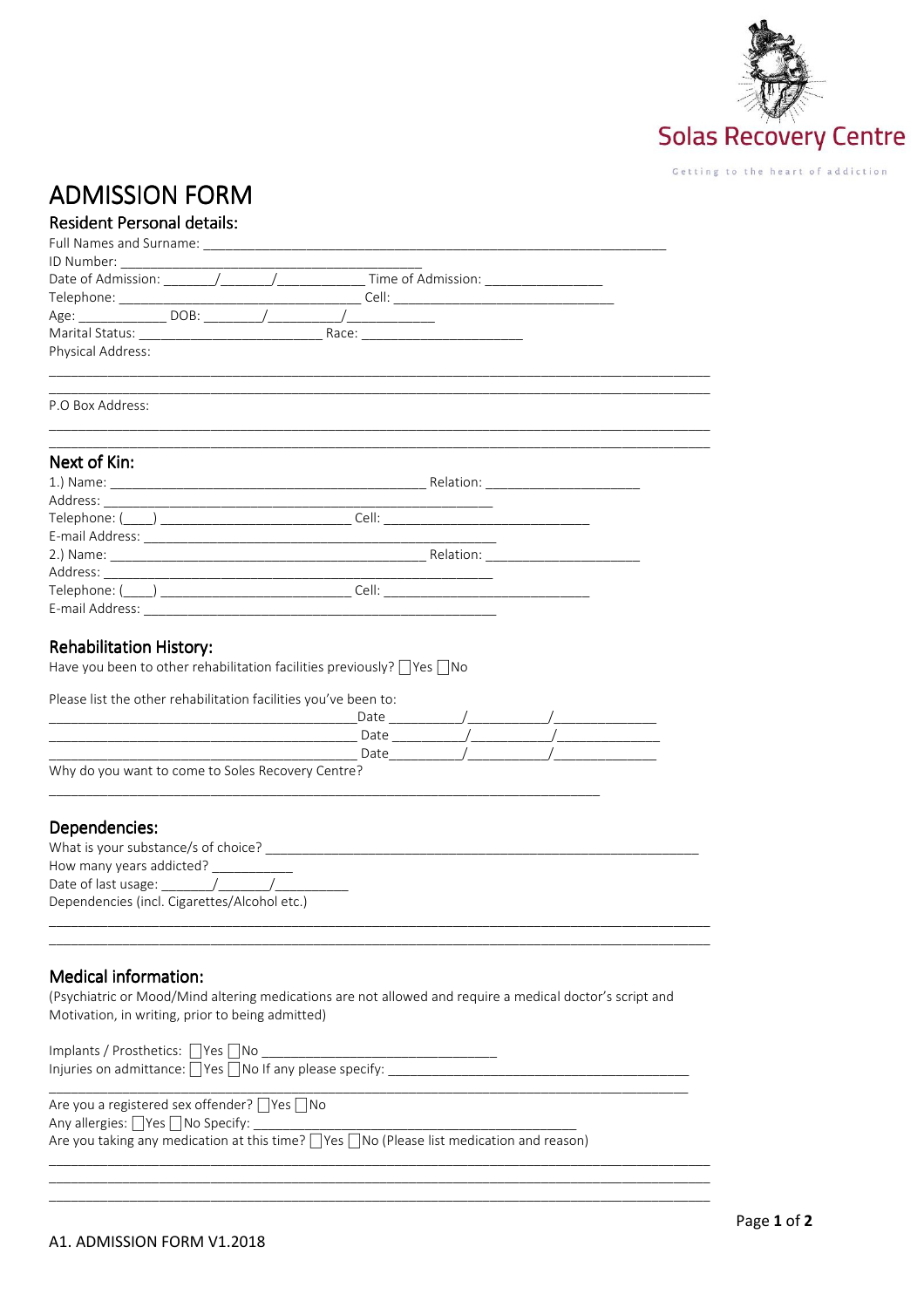Solas Recovery Centre

Getting to the heart of addiction

# ADMISSION FORM

## Resident Personal details:

Full Names and Surname: ___________________________________________________________________

ID Number: _____________________________________________

Date of Admission: _______/_______/____________ Time of Admission: ________________

Telephone: ___________________________________ Cell: ________________________________

Age: ____________ DOB: ________/__________/____________

Marital Status: ___________________________ Race: ________________________

Physical Address:

___________________________________________________________________________________________

___________________________________________________________________________________________

P.O Box Address:

___________________________________________________________________________________________

___________________________________________________________________________________________

## Next of Kin:

1.) Name: ______________________________________________ Relation: _______________________

Address: _______________________________________________________________

Telephone: (____) ___________________________ Cell: ______________________________

E-mail Address: _________________________________________________________

2.) Name: ______________________________________________ Relation: _______________________

Address: _______________________________________________________________

Telephone: (____) ___________________________ Cell: ______________________________

E-mail Address: _________________________________________________________

## Rehabilitation History:

Have you been to other rehabilitation facilities previously? ☐Yes ☐No

Please list the other rehabilitation facilities you've been to:

_____________________________________________Date __________/__________/______________

_____________________________________________ Date __________/__________/______________

_____________________________________________ Date__________/__________/______________

Why do you want to come to Soles Recovery Centre?

_________________________________________________________________________________

## Dependencies:

What is your substance/s of choice? _______________________________________________________________

How many years addicted? ___________

Date of last usage: _______/_______/__________

Dependencies (incl. Cigarettes/Alcohol etc.)

___________________________________________________________________________________________

___________________________________________________________________________________________

## Medical information:

(Psychiatric or Mood/Mind altering medications are not allowed and require a medical doctor's script and Motivation, in writing, prior to being admitted)

Implants / Prosthetics: ☐Yes ☐No ________________________________

Injuries on admittance: ☐Yes ☐No If any please specify: ___________________________________________

___________________________________________________________________________________________

Are you a registered sex offender? ☐Yes ☐No

Any allergies: ☐Yes ☐No Specify: _____________________________________________

Are you taking any medication at this time? ☐Yes ☐No (Please list medication and reason)

___________________________________________________________________________________________

___________________________________________________________________________________________

___________________________________________________________________________________________

A1. ADMISSION FORM V1.2018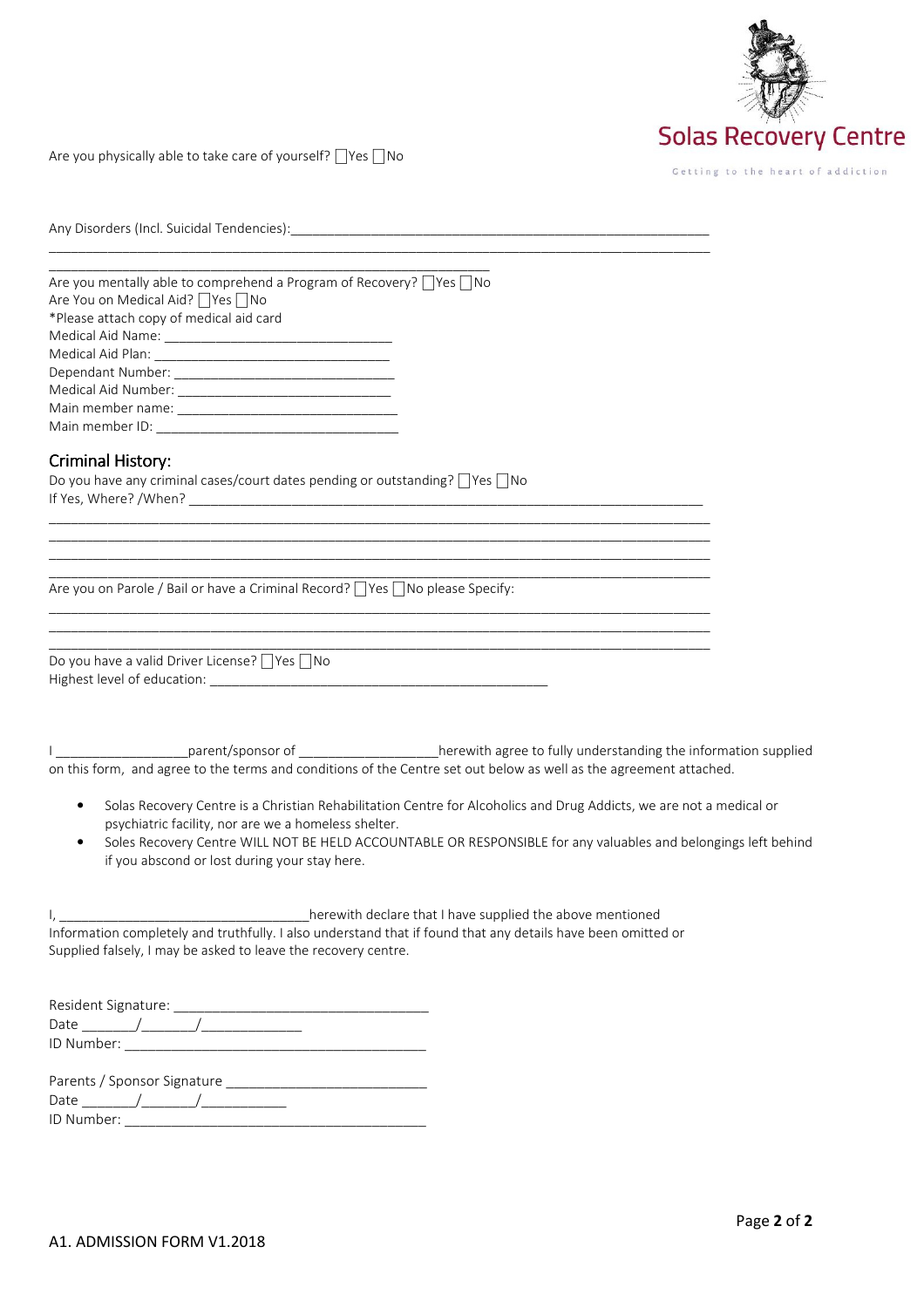Solas Recovery Centre

Getting to the heart of addiction

Are you physically able to take care of yourself? ☐Yes ☐No

Any Disorders (Incl. Suicidal Tendencies):____________________________________________________________
_____________________________________________________________________________________________
_____________________________________________________________

Are you mentally able to comprehend a Program of Recovery? ☐Yes ☐No
Are You on Medical Aid? ☐Yes ☐No
*Please attach copy of medical aid card
Medical Aid Name: ________________________________
Medical Aid Plan: _________________________________
Dependant Number: ________________________________
Medical Aid Number: _______________________________
Main member name: ________________________________
Main member ID: __________________________________

## Criminal History:

Do you have any criminal cases/court dates pending or outstanding? ☐Yes ☐No
If Yes, Where? /When? _________________________________________________________________________
_____________________________________________________________________________________________
_____________________________________________________________________________________________
_____________________________________________________________________________________________
_____________________________________________________________________________________________

Are you on Parole / Bail or have a Criminal Record? ☐Yes ☐No please Specify:
_____________________________________________________________________________________________
_____________________________________________________________________________________________
_____________________________________________________________________________________________

Do you have a valid Driver License? ☐Yes ☐No
Highest level of education: _______________________________________________

I __________________parent/sponsor of ___________________herewith agree to fully understanding the information supplied on this form, and agree to the terms and conditions of the Centre set out below as well as the agreement attached.

- Solas Recovery Centre is a Christian Rehabilitation Centre for Alcoholics and Drug Addicts, we are not a medical or psychiatric facility, nor are we a homeless shelter.
- Soles Recovery Centre WILL NOT BE HELD ACCOUNTABLE OR RESPONSIBLE for any valuables and belongings left behind if you abscond or lost during your stay here.

I, __________________________________herewith declare that I have supplied the above mentioned Information completely and truthfully. I also understand that if found that any details have been omitted or Supplied falsely, I may be asked to leave the recovery centre.

Resident Signature: _________________________________
Date _______/_______/_____________
ID Number: ________________________________________

Parents / Sponsor Signature ___________________________
Date _______/_______/___________
ID Number: ________________________________________

A1. ADMISSION FORM V1.2018